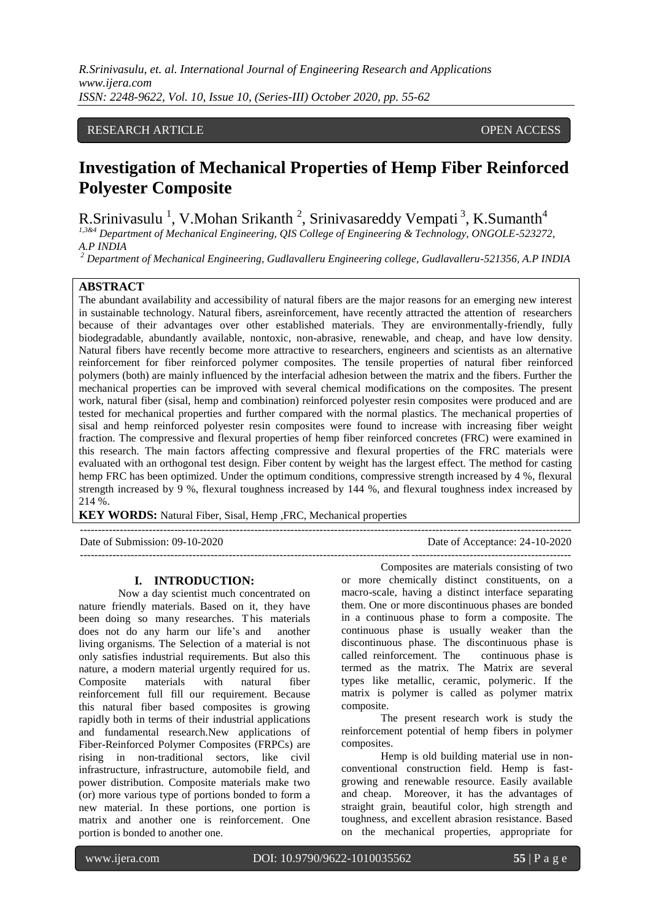RESEARCH ARTICLE OPEN ACCESS

# Investigation of Mechanical Properties of Hemp Fiber Reinforced Polyester Composite

R.Srinivasulu [1], V.Mohan Srikanth [2], Srinivasareddy Vempati [3], K.Sumanth[4]

[1,3&4] Department of Mechanical Engineering, QIS College of Engineering & Technology, ONGOLE-523272, A.P INDIA

[2] Department of Mechanical Engineering, Gudlavalleru Engineering college, Gudlavalleru-521356, A.P INDIA

## ABSTRACT

The abundant availability and accessibility of natural fibers are the major reasons for an emerging new interest in sustainable technology. Natural fibers, asreinforcement, have recently attracted the attention of researchers because of their advantages over other established materials. They are environmentally-friendly, fully biodegradable, abundantly available, nontoxic, non-abrasive, renewable, and cheap, and have low density. Natural fibers have recently become more attractive to researchers, engineers and scientists as an alternative reinforcement for fiber reinforced polymer composites. The tensile properties of natural fiber reinforced polymers (both) are mainly influenced by the interfacial adhesion between the matrix and the fibers. Further the mechanical properties can be improved with several chemical modifications on the composites. The present work, natural fiber (sisal, hemp and combination) reinforced polyester resin composites were produced and are tested for mechanical properties and further compared with the normal plastics. The mechanical properties of sisal and hemp reinforced polyester resin composites were found to increase with increasing fiber weight fraction. The compressive and flexural properties of hemp fiber reinforced concretes (FRC) were examined in this research. The main factors affecting compressive and flexural properties of the FRC materials were evaluated with an orthogonal test design. Fiber content by weight has the largest effect. The method for casting hemp FRC has been optimized. Under the optimum conditions, compressive strength increased by 4 %, flexural strength increased by 9 %, flexural toughness increased by 144 %, and flexural toughness index increased by 214 %.

**KEY WORDS:** Natural Fiber, Sisal, Hemp ,FRC, Mechanical properties

---

Date of Submission: 09-10-2020 Date of Acceptance: 24-10-2020

---

## I. INTRODUCTION:

Now a day scientist much concentrated on nature friendly materials. Based on it, they have been doing so many researches. This materials does not do any harm our life's and another living organisms. The Selection of a material is not only satisfies industrial requirements. But also this nature, a modern material urgently required for us. Composite materials with natural fiber reinforcement full fill our requirement. Because this natural fiber based composites is growing rapidly both in terms of their industrial applications and fundamental research.New applications of Fiber-Reinforced Polymer Composites (FRPCs) are rising in non-traditional sectors, like civil infrastructure, infrastructure, automobile field, and power distribution. Composite materials make two (or) more various type of portions bonded to form a new material. In these portions, one portion is matrix and another one is reinforcement. One portion is bonded to another one.

Composites are materials consisting of two or more chemically distinct constituents, on a macro-scale, having a distinct interface separating them. One or more discontinuous phases are bonded in a continuous phase to form a composite. The continuous phase is usually weaker than the discontinuous phase. The discontinuous phase is called reinforcement. The continuous phase is termed as the matrix. The Matrix are several types like metallic, ceramic, polymeric. If the matrix is polymer is called as polymer matrix composite.

The present research work is study the reinforcement potential of hemp fibers in polymer composites.

Hemp is old building material use in non-conventional construction field. Hemp is fast-growing and renewable resource. Easily available and cheap. Moreover, it has the advantages of straight grain, beautiful color, high strength and toughness, and excellent abrasion resistance. Based on the mechanical properties, appropriate for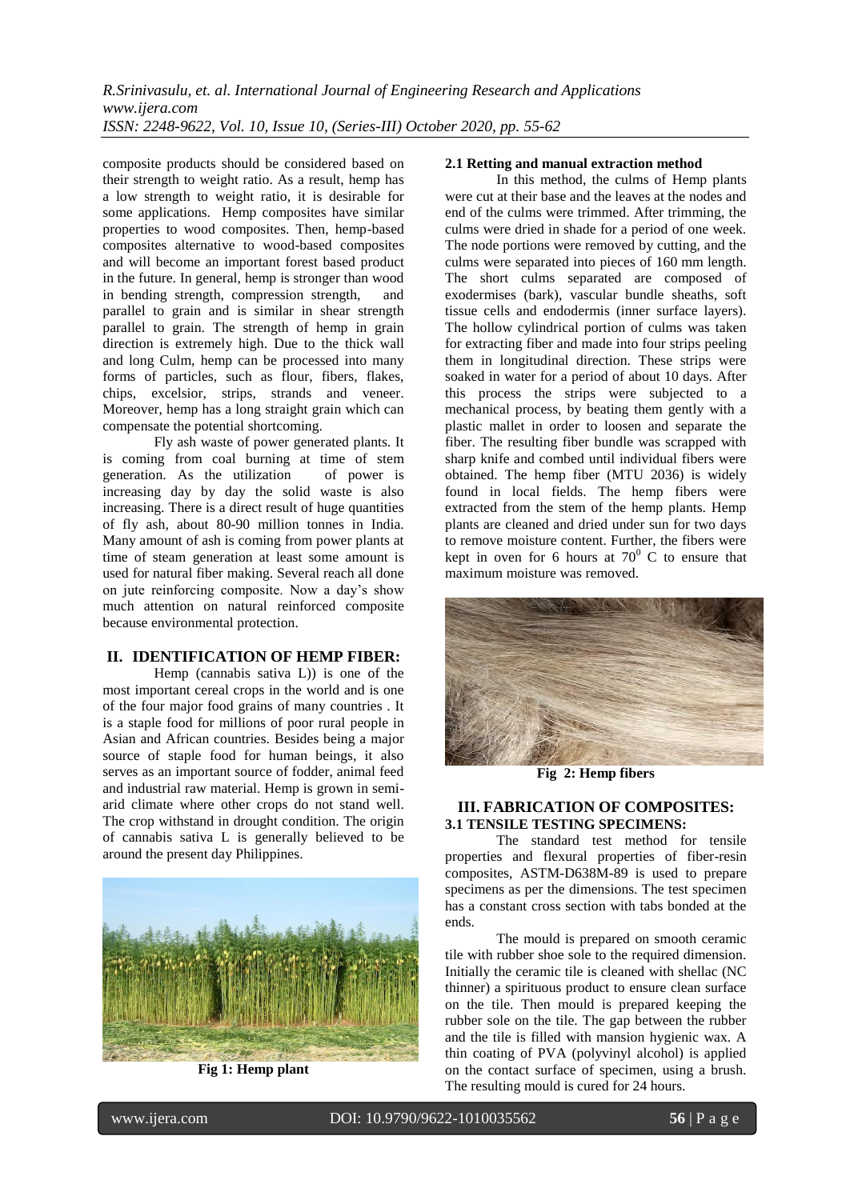composite products should be considered based on their strength to weight ratio. As a result, hemp has a low strength to weight ratio, it is desirable for some applications. Hemp composites have similar properties to wood composites. Then, hemp-based composites alternative to wood-based composites and will become an important forest based product in the future. In general, hemp is stronger than wood in bending strength, compression strength, and parallel to grain and is similar in shear strength parallel to grain. The strength of hemp in grain direction is extremely high. Due to the thick wall and long Culm, hemp can be processed into many forms of particles, such as flour, fibers, flakes, chips, excelsior, strips, strands and veneer. Moreover, hemp has a long straight grain which can compensate the potential shortcoming.

Fly ash waste of power generated plants. It is coming from coal burning at time of stem generation. As the utilization of power is increasing day by day the solid waste is also increasing. There is a direct result of huge quantities of fly ash, about 80-90 million tonnes in India. Many amount of ash is coming from power plants at time of steam generation at least some amount is used for natural fiber making. Several reach all done on jute reinforcing composite. Now a day's show much attention on natural reinforced composite because environmental protection.

## II. IDENTIFICATION OF HEMP FIBER:

Hemp (cannabis sativa L)) is one of the most important cereal crops in the world and is one of the four major food grains of many countries . It is a staple food for millions of poor rural people in Asian and African countries. Besides being a major source of staple food for human beings, it also serves as an important source of fodder, animal feed and industrial raw material. Hemp is grown in semi-arid climate where other crops do not stand well. The crop withstand in drought condition. The origin of cannabis sativa L is generally believed to be around the present day Philippines.

**Fig 1: Hemp plant**

### 2.1 Retting and manual extraction method

In this method, the culms of Hemp plants were cut at their base and the leaves at the nodes and end of the culms were trimmed. After trimming, the culms were dried in shade for a period of one week. The node portions were removed by cutting, and the culms were separated into pieces of 160 mm length. The short culms separated are composed of exodermises (bark), vascular bundle sheaths, soft tissue cells and endodermis (inner surface layers). The hollow cylindrical portion of culms was taken for extracting fiber and made into four strips peeling them in longitudinal direction. These strips were soaked in water for a period of about 10 days. After this process the strips were subjected to a mechanical process, by beating them gently with a plastic mallet in order to loosen and separate the fiber. The resulting fiber bundle was scrapped with sharp knife and combed until individual fibers were obtained. The hemp fiber (MTU 2036) is widely found in local fields. The hemp fibers were extracted from the stem of the hemp plants. Hemp plants are cleaned and dried under sun for two days to remove moisture content. Further, the fibers were kept in oven for 6 hours at $70^0$ C to ensure that maximum moisture was removed.

**Fig 2: Hemp fibers**

## III. FABRICATION OF COMPOSITES:

### 3.1 TENSILE TESTING SPECIMENS:

The standard test method for tensile properties and flexural properties of fiber-resin composites, ASTM-D638M-89 is used to prepare specimens as per the dimensions. The test specimen has a constant cross section with tabs bonded at the ends.

The mould is prepared on smooth ceramic tile with rubber shoe sole to the required dimension. Initially the ceramic tile is cleaned with shellac (NC thinner) a spirituous product to ensure clean surface on the tile. Then mould is prepared keeping the rubber sole on the tile. The gap between the rubber and the tile is filled with mansion hygienic wax. A thin coating of PVA (polyvinyl alcohol) is applied on the contact surface of specimen, using a brush. The resulting mould is cured for 24 hours.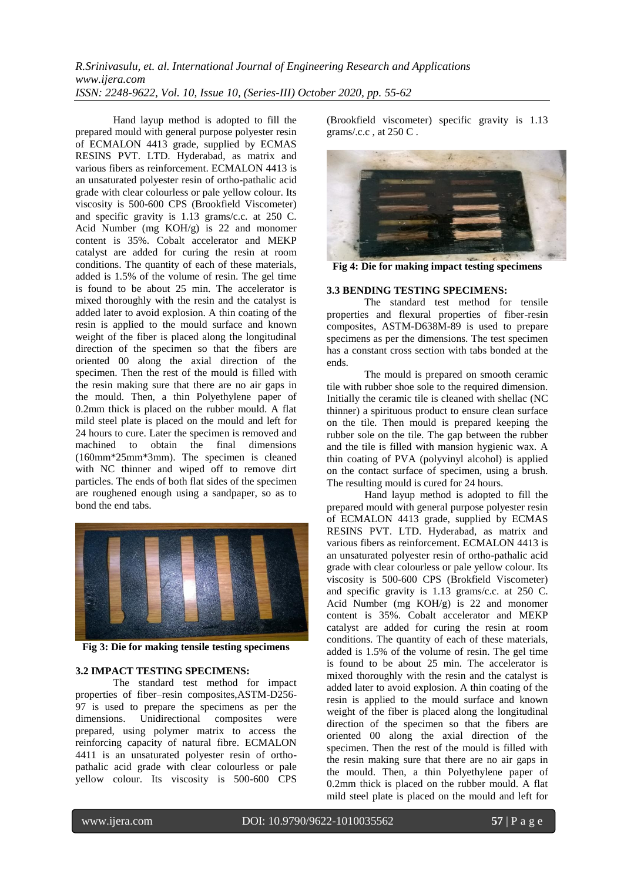Hand layup method is adopted to fill the prepared mould with general purpose polyester resin of ECMALON 4413 grade, supplied by ECMAS RESINS PVT. LTD. Hyderabad, as matrix and various fibers as reinforcement. ECMALON 4413 is an unsaturated polyester resin of ortho-pathalic acid grade with clear colourless or pale yellow colour. Its viscosity is 500-600 CPS (Brookfield Viscometer) and specific gravity is 1.13 grams/c.c. at 250 C. Acid Number (mg KOH/g) is 22 and monomer content is 35%. Cobalt accelerator and MEKP catalyst are added for curing the resin at room conditions. The quantity of each of these materials, added is 1.5% of the volume of resin. The gel time is found to be about 25 min. The accelerator is mixed thoroughly with the resin and the catalyst is added later to avoid explosion. A thin coating of the resin is applied to the mould surface and known weight of the fiber is placed along the longitudinal direction of the specimen so that the fibers are oriented 00 along the axial direction of the specimen. Then the rest of the mould is filled with the resin making sure that there are no air gaps in the mould. Then, a thin Polyethylene paper of 0.2mm thick is placed on the rubber mould. A flat mild steel plate is placed on the mould and left for 24 hours to cure. Later the specimen is removed and machined to obtain the final dimensions (160mm*25mm*3mm). The specimen is cleaned with NC thinner and wiped off to remove dirt particles. The ends of both flat sides of the specimen are roughened enough using a sandpaper, so as to bond the end tabs.

**Fig 3: Die for making tensile testing specimens**

### 3.2 IMPACT TESTING SPECIMENS:

The standard test method for impact properties of fiber–resin composites,ASTM-D256-97 is used to prepare the specimens as per the dimensions. Unidirectional composites were prepared, using polymer matrix to access the reinforcing capacity of natural fibre. ECMALON 4411 is an unsaturated polyester resin of ortho-pathalic acid grade with clear colourless or pale yellow colour. Its viscosity is 500-600 CPS (Brookfield viscometer) specific gravity is 1.13 grams/.c.c , at 250 C .

**Fig 4: Die for making impact testing specimens**

### 3.3 BENDING TESTING SPECIMENS:

The standard test method for tensile properties and flexural properties of fiber-resin composites, ASTM-D638M-89 is used to prepare specimens as per the dimensions. The test specimen has a constant cross section with tabs bonded at the ends.

The mould is prepared on smooth ceramic tile with rubber shoe sole to the required dimension. Initially the ceramic tile is cleaned with shellac (NC thinner) a spirituous product to ensure clean surface on the tile. Then mould is prepared keeping the rubber sole on the tile. The gap between the rubber and the tile is filled with mansion hygienic wax. A thin coating of PVA (polyvinyl alcohol) is applied on the contact surface of specimen, using a brush. The resulting mould is cured for 24 hours.

Hand layup method is adopted to fill the prepared mould with general purpose polyester resin of ECMALON 4413 grade, supplied by ECMAS RESINS PVT. LTD. Hyderabad, as matrix and various fibers as reinforcement. ECMALON 4413 is an unsaturated polyester resin of ortho-pathalic acid grade with clear colourless or pale yellow colour. Its viscosity is 500-600 CPS (Brokfield Viscometer) and specific gravity is 1.13 grams/c.c. at 250 C. Acid Number (mg KOH/g) is 22 and monomer content is 35%. Cobalt accelerator and MEKP catalyst are added for curing the resin at room conditions. The quantity of each of these materials, added is 1.5% of the volume of resin. The gel time is found to be about 25 min. The accelerator is mixed thoroughly with the resin and the catalyst is added later to avoid explosion. A thin coating of the resin is applied to the mould surface and known weight of the fiber is placed along the longitudinal direction of the specimen so that the fibers are oriented 00 along the axial direction of the specimen. Then the rest of the mould is filled with the resin making sure that there are no air gaps in the mould. Then, a thin Polyethylene paper of 0.2mm thick is placed on the rubber mould. A flat mild steel plate is placed on the mould and left for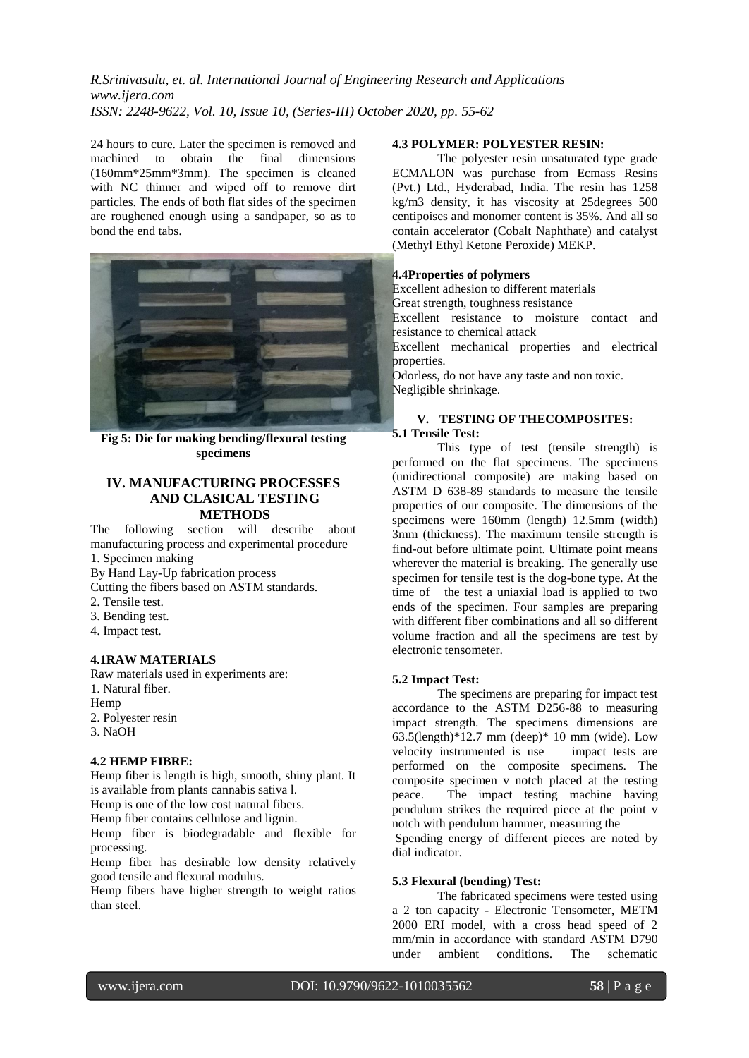24 hours to cure. Later the specimen is removed and machined to obtain the final dimensions (160mm*25mm*3mm). The specimen is cleaned with NC thinner and wiped off to remove dirt particles. The ends of both flat sides of the specimen are roughened enough using a sandpaper, so as to bond the end tabs.

**Fig 5: Die for making bending/flexural testing specimens**

## IV. MANUFACTURING PROCESSES AND CLASICAL TESTING METHODS

The following section will describe about manufacturing process and experimental procedure

1. Specimen making

By Hand Lay-Up fabrication process

Cutting the fibers based on ASTM standards.

2. Tensile test.
3. Bending test.
4. Impact test.

### 4.1RAW MATERIALS

Raw materials used in experiments are:

1. Natural fiber.

Hemp

2. Polyester resin
3. NaOH

### 4.2 HEMP FIBRE:

Hemp fiber is length is high, smooth, shiny plant. It is available from plants cannabis sativa l.

Hemp is one of the low cost natural fibers.

Hemp fiber contains cellulose and lignin.

Hemp fiber is biodegradable and flexible for processing.

Hemp fiber has desirable low density relatively good tensile and flexural modulus.

Hemp fibers have higher strength to weight ratios than steel.

### 4.3 POLYMER: POLYESTER RESIN:

The polyester resin unsaturated type grade ECMALON was purchase from Ecmass Resins (Pvt.) Ltd., Hyderabad, India. The resin has 1258 kg/m3 density, it has viscosity at 25degrees 500 centipoises and monomer content is 35%. And all so contain accelerator (Cobalt Naphthate) and catalyst (Methyl Ethyl Ketone Peroxide) MEKP.

### 4.4Properties of polymers

Excellent adhesion to different materials

Great strength, toughness resistance

Excellent resistance to moisture contact and resistance to chemical attack

Excellent mechanical properties and electrical properties.

Odorless, do not have any taste and non toxic.

Negligible shrinkage.

## V. TESTING OF THECOMPOSITES:

### 5.1 Tensile Test:

This type of test (tensile strength) is performed on the flat specimens. The specimens (unidirectional composite) are making based on ASTM D 638-89 standards to measure the tensile properties of our composite. The dimensions of the specimens were 160mm (length) 12.5mm (width) 3mm (thickness). The maximum tensile strength is find-out before ultimate point. Ultimate point means wherever the material is breaking. The generally use specimen for tensile test is the dog-bone type. At the time of the test a uniaxial load is applied to two ends of the specimen. Four samples are preparing with different fiber combinations and all so different volume fraction and all the specimens are test by electronic tensometer.

### 5.2 Impact Test:

The specimens are preparing for impact test accordance to the ASTM D256-88 to measuring impact strength. The specimens dimensions are 63.5(length)*12.7 mm (deep)* 10 mm (wide). Low velocity instrumented is use impact tests are performed on the composite specimens. The composite specimen v notch placed at the testing peace. The impact testing machine having pendulum strikes the required piece at the point v notch with pendulum hammer, measuring the Spending energy of different pieces are noted by dial indicator.

### 5.3 Flexural (bending) Test:

The fabricated specimens were tested using a 2 ton capacity - Electronic Tensometer, METM 2000 ERI model, with a cross head speed of 2 mm/min in accordance with standard ASTM D790 under ambient conditions. The schematic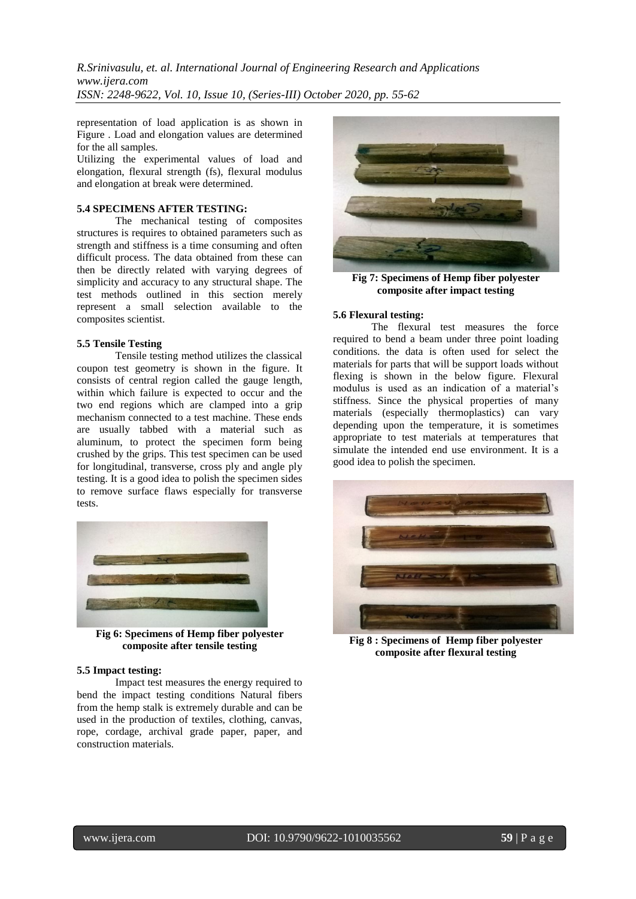representation of load application is as shown in Figure . Load and elongation values are determined for the all samples.

Utilizing the experimental values of load and elongation, flexural strength (fs), flexural modulus and elongation at break were determined.

#### 5.4 SPECIMENS AFTER TESTING:

The mechanical testing of composites structures is requires to obtained parameters such as strength and stiffness is a time consuming and often difficult process. The data obtained from these can then be directly related with varying degrees of simplicity and accuracy to any structural shape. The test methods outlined in this section merely represent a small selection available to the composites scientist.

#### 5.5 Tensile Testing

Tensile testing method utilizes the classical coupon test geometry is shown in the figure. It consists of central region called the gauge length, within which failure is expected to occur and the two end regions which are clamped into a grip mechanism connected to a test machine. These ends are usually tabbed with a material such as aluminum, to protect the specimen form being crushed by the grips. This test specimen can be used for longitudinal, transverse, cross ply and angle ply testing. It is a good idea to polish the specimen sides to remove surface flaws especially for transverse tests.

**Fig 6: Specimens of Hemp fiber polyester composite after tensile testing**

#### 5.5 Impact testing:

Impact test measures the energy required to bend the impact testing conditions Natural fibers from the hemp stalk is extremely durable and can be used in the production of textiles, clothing, canvas, rope, cordage, archival grade paper, paper, and construction materials.

**Fig 7: Specimens of Hemp fiber polyester composite after impact testing**

#### 5.6 Flexural testing:

The flexural test measures the force required to bend a beam under three point loading conditions. the data is often used for select the materials for parts that will be support loads without flexing is shown in the below figure. Flexural modulus is used as an indication of a material's stiffness. Since the physical properties of many materials (especially thermoplastics) can vary depending upon the temperature, it is sometimes appropriate to test materials at temperatures that simulate the intended end use environment. It is a good idea to polish the specimen.

**Fig 8 : Specimens of Hemp fiber polyester composite after flexural testing**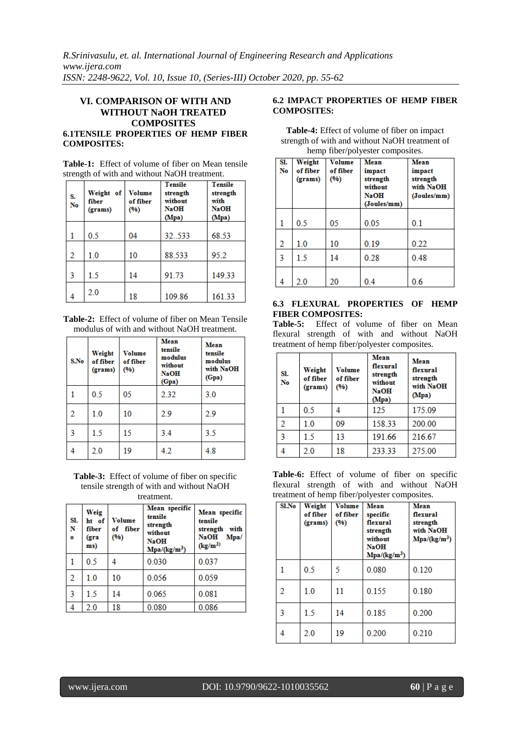## VI. COMPARISON OF WITH AND WITHOUT NaOH TREATED COMPOSITES

### 6.1TENSILE PROPERTIES OF HEMP FIBER COMPOSITES:

**Table-1:** Effect of volume of fiber on Mean tensile strength of with and without NaOH treatment.

| S. No | Weight of fiber (grams) | Volume of fiber (%) | Tensile strength without NaOH (Mpa) | Tensile strength with NaOH (Mpa) |
|---|---|---|---|---|
| 1 | 0.5 | 04 | 32..533 | 68.53 |
| 2 | 1.0 | 10 | 88.533 | 95.2 |
| 3 | 1.5 | 14 | 91.73 | 149.33 |
| 4 | 2.0 | 18 | 109.86 | 161.33 |

**Table-2:** Effect of volume of fiber on Mean Tensile modulus of with and without NaOH treatment.

| S.No | Weight of fiber (grams) | Volume of fiber (%) | Mean tensile modulus without NaOH (Gpa) | Mean tensile modulus with NaOH (Gpa) |
|---|---|---|---|---|
| 1 | 0.5 | 05 | 2.32 | 3.0 |
| 2 | 1.0 | 10 | 2.9 | 2.9 |
| 3 | 1.5 | 15 | 3.4 | 3.5 |
| 4 | 2.0 | 19 | 4.2 | 4.8 |

**Table-3:** Effect of volume of fiber on specific tensile strength of with and without NaOH treatment.

| Sl. No | Weight of fiber (grams) | Volume of fiber (%) | Mean specific tensile strength without NaOH Mpa/(kg/m$^3$) | Mean specific tensile strength with NaOH Mpa/(kg/m$^3$) |
|---|---|---|---|---|
| 1 | 0.5 | 4 | 0.030 | 0.037 |
| 2 | 1.0 | 10 | 0.056 | 0.059 |
| 3 | 1.5 | 14 | 0.065 | 0.081 |
| 4 | 2.0 | 18 | 0.080 | 0.086 |

### 6.2 IMPACT PROPERTIES OF HEMP FIBER COMPOSITES:

**Table-4:** Effect of volume of fiber on impact strength of with and without NaOH treatment of hemp fiber/polyester composites.

| Sl. No | Weight of fiber (grams) | Volume of fiber (%) | Mean impact strength without NaOH (Joules/mm) | Mean impact strength with NaOH (Joules/mm) |
|---|---|---|---|---|
| 1 | 0.5 | 05 | 0.05 | 0.1 |
| 2 | 1.0 | 10 | 0.19 | 0.22 |
| 3 | 1.5 | 14 | 0.28 | 0.48 |
| 4 | 2.0 | 20 | 0.4 | 0.6 |

### 6.3 FLEXURAL PROPERTIES OF HEMP FIBER COMPOSITES:

**Table-5:** Effect of volume of fiber on Mean flexural strength of with and without NaOH treatment of hemp fiber/polyester composites.

| Sl. No | Weight of fiber (grams) | Volume of fiber (%) | Mean flexural strength without NaOH (Mpa) | Mean flexural strength with NaOH (Mpa) |
|---|---|---|---|---|
| 1 | 0.5 | 4 | 125 | 175.09 |
| 2 | 1.0 | 09 | 158.33 | 200.00 |
| 3 | 1.5 | 13 | 191.66 | 216.67 |
| 4 | 2.0 | 18 | 233.33 | 275.00 |

**Table-6:** Effect of volume of fiber on specific flexural strength of with and without NaOH treatment of hemp fiber/polyester composites.

| Sl.No | Weight of fiber (grams) | Volume of fiber (%) | Mean specific flexural strength without NaOH Mpa/(kg/m$^3$) | Mean flexural strength with NaOH Mpa/(kg/m$^3$) |
|---|---|---|---|---|
| 1 | 0.5 | 5 | 0.080 | 0.120 |
| 2 | 1.0 | 11 | 0.155 | 0.180 |
| 3 | 1.5 | 14 | 0.185 | 0.200 |
| 4 | 2.0 | 19 | 0.200 | 0.210 |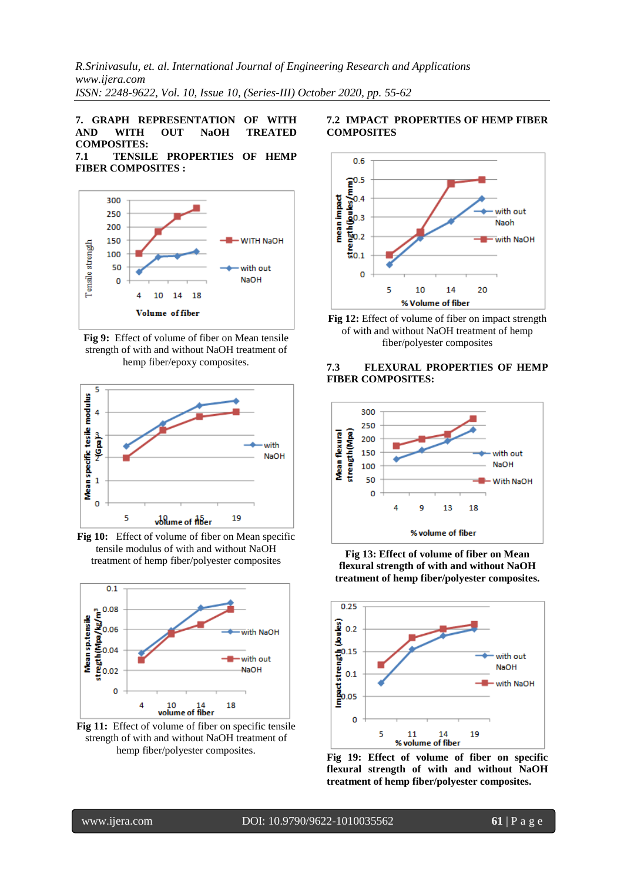## 7. GRAPH REPRESENTATION OF WITH AND WITH OUT NaOH TREATED COMPOSITES:

### 7.1 TENSILE PROPERTIES OF HEMP FIBER COMPOSITES :

**Fig 9:** Effect of volume of fiber on Mean tensile strength of with and without NaOH treatment of hemp fiber/epoxy composites.

**Fig 10:** Effect of volume of fiber on Mean specific tensile modulus of with and without NaOH treatment of hemp fiber/polyester composites

**Fig 11:** Effect of volume of fiber on specific tensile strength of with and without NaOH treatment of hemp fiber/polyester composites.

### 7.2 IMPACT PROPERTIES OF HEMP FIBER COMPOSITES

**Fig 12:** Effect of volume of fiber on impact strength of with and without NaOH treatment of hemp fiber/polyester composites

### 7.3 FLEXURAL PROPERTIES OF HEMP FIBER COMPOSITES:

**Fig 13: Effect of volume of fiber on Mean flexural strength of with and without NaOH treatment of hemp fiber/polyester composites.**

**Fig 19: Effect of volume of fiber on specific flexural strength of with and without NaOH treatment of hemp fiber/polyester composites.**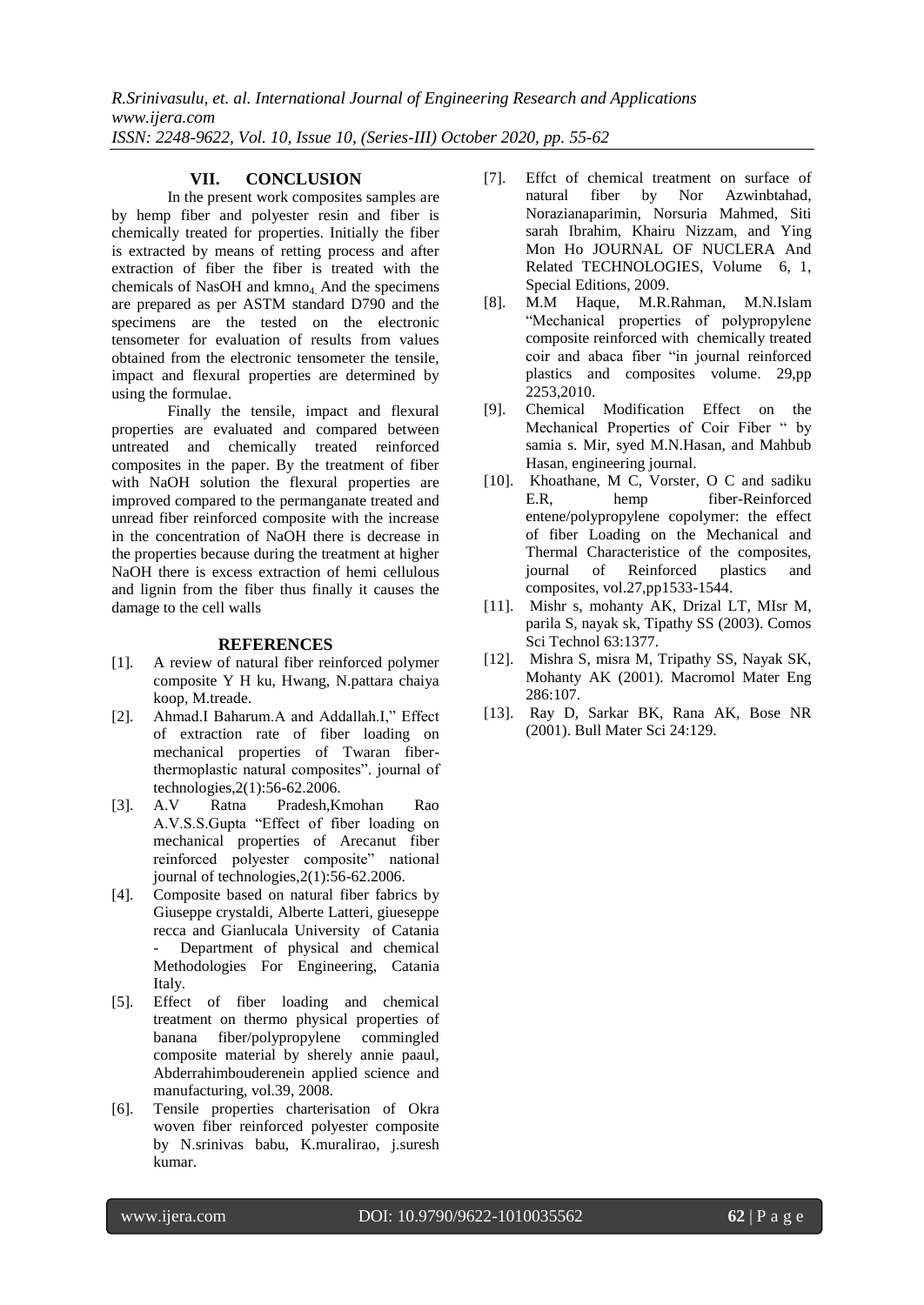## VII. CONCLUSION

In the present work composites samples are by hemp fiber and polyester resin and fiber is chemically treated for properties. Initially the fiber is extracted by means of retting process and after extraction of fiber the fiber is treated with the chemicals of NasOH and $kmno_4$. And the specimens are prepared as per ASTM standard D790 and the specimens are the tested on the electronic tensometer for evaluation of results from values obtained from the electronic tensometer the tensile, impact and flexural properties are determined by using the formulae.

Finally the tensile, impact and flexural properties are evaluated and compared between untreated and chemically treated reinforced composites in the paper. By the treatment of fiber with NaOH solution the flexural properties are improved compared to the permanganate treated and unread fiber reinforced composite with the increase in the concentration of NaOH there is decrease in the properties because during the treatment at higher NaOH there is excess extraction of hemi cellulous and lignin from the fiber thus finally it causes the damage to the cell walls

## REFERENCES

[1]. A review of natural fiber reinforced polymer composite Y H ku, Hwang, N.pattara chaiya koop, M.treade.

[2]. Ahmad.I Baharum.A and Addallah.I," Effect of extraction rate of fiber loading on mechanical properties of Twaran fiber-thermoplastic natural composites". journal of technologies,2(1):56-62.2006.

[3]. A.V Ratna Pradesh,Kmohan Rao A.V.S.S.Gupta "Effect of fiber loading on mechanical properties of Arecanut fiber reinforced polyester composite" national journal of technologies,2(1):56-62.2006.

[4]. Composite based on natural fiber fabrics by Giuseppe crystaldi, Alberte Latteri, giueseppe recca and Gianlucala University of Catania - Department of physical and chemical Methodologies For Engineering, Catania Italy.

[5]. Effect of fiber loading and chemical treatment on thermo physical properties of banana fiber/polypropylene commingled composite material by sherely annie paaul, Abderrahimbouderenein applied science and manufacturing, vol.39, 2008.

[6]. Tensile properties charterisation of Okra woven fiber reinforced polyester composite by N.srinivas babu, K.muralirao, j.suresh kumar.

[7]. Effct of chemical treatment on surface of natural fiber by Nor Azwinbtahad, Norazianaparimin, Norsuria Mahmed, Siti sarah Ibrahim, Khairu Nizzam, and Ying Mon Ho JOURNAL OF NUCLERA And Related TECHNOLOGIES, Volume 6, 1, Special Editions, 2009.

[8]. M.M Haque, M.R.Rahman, M.N.Islam "Mechanical properties of polypropylene composite reinforced with chemically treated coir and abaca fiber "in journal reinforced plastics and composites volume. 29,pp 2253,2010.

[9]. Chemical Modification Effect on the Mechanical Properties of Coir Fiber " by samia s. Mir, syed M.N.Hasan, and Mahbub Hasan, engineering journal.

[10]. Khoathane, M C, Vorster, O C and sadiku E.R, hemp fiber-Reinforced entene/polypropylene copolymer: the effect of fiber Loading on the Mechanical and Thermal Characteristice of the composites, journal of Reinforced plastics and composites, vol.27,pp1533-1544.

[11]. Mishr s, mohanty AK, Drizal LT, MIsr M, parila S, nayak sk, Tipathy SS (2003). Comos Sci Technol 63:1377.

[12]. Mishra S, misra M, Tripathy SS, Nayak SK, Mohanty AK (2001). Macromol Mater Eng 286:107.

[13]. Ray D, Sarkar BK, Rana AK, Bose NR (2001). Bull Mater Sci 24:129.